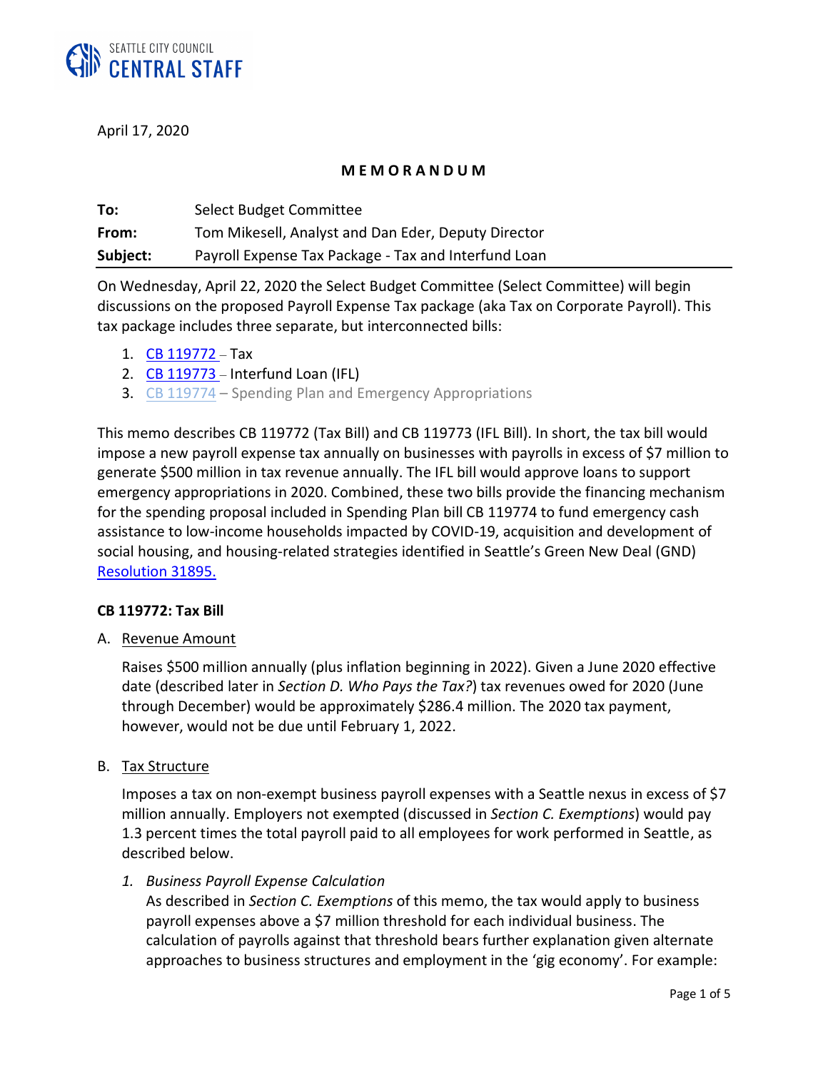SEATTLE CITY COUNCIL
CENTRAL STAFF

April 17, 2020

**M E M O R A N D U M**

| | |
|---|---|
| **To:** | Select Budget Committee |
| **From:** | Tom Mikesell, Analyst and Dan Eder, Deputy Director |
| **Subject:** | Payroll Expense Tax Package - Tax and Interfund Loan |

On Wednesday, April 22, 2020 the Select Budget Committee (Select Committee) will begin discussions on the proposed Payroll Expense Tax package (aka Tax on Corporate Payroll). This tax package includes three separate, but interconnected bills:

1. CB 119772 – Tax
2. CB 119773 – Interfund Loan (IFL)
3. CB 119774 – Spending Plan and Emergency Appropriations

This memo describes CB 119772 (Tax Bill) and CB 119773 (IFL Bill). In short, the tax bill would impose a new payroll expense tax annually on businesses with payrolls in excess of $7 million to generate $500 million in tax revenue annually. The IFL bill would approve loans to support emergency appropriations in 2020. Combined, these two bills provide the financing mechanism for the spending proposal included in Spending Plan bill CB 119774 to fund emergency cash assistance to low-income households impacted by COVID-19, acquisition and development of social housing, and housing-related strategies identified in Seattle's Green New Deal (GND) Resolution 31895.

**CB 119772: Tax Bill**

A. Revenue Amount

Raises $500 million annually (plus inflation beginning in 2022). Given a June 2020 effective date (described later in *Section D. Who Pays the Tax?*) tax revenues owed for 2020 (June through December) would be approximately $286.4 million. The 2020 tax payment, however, would not be due until February 1, 2022.

B. Tax Structure

Imposes a tax on non-exempt business payroll expenses with a Seattle nexus in excess of $7 million annually. Employers not exempted (discussed in *Section C. Exemptions*) would pay 1.3 percent times the total payroll paid to all employees for work performed in Seattle, as described below.

1. *Business Payroll Expense Calculation*
   As described in *Section C. Exemptions* of this memo, the tax would apply to business payroll expenses above a $7 million threshold for each individual business. The calculation of payrolls against that threshold bears further explanation given alternate approaches to business structures and employment in the 'gig economy'. For example: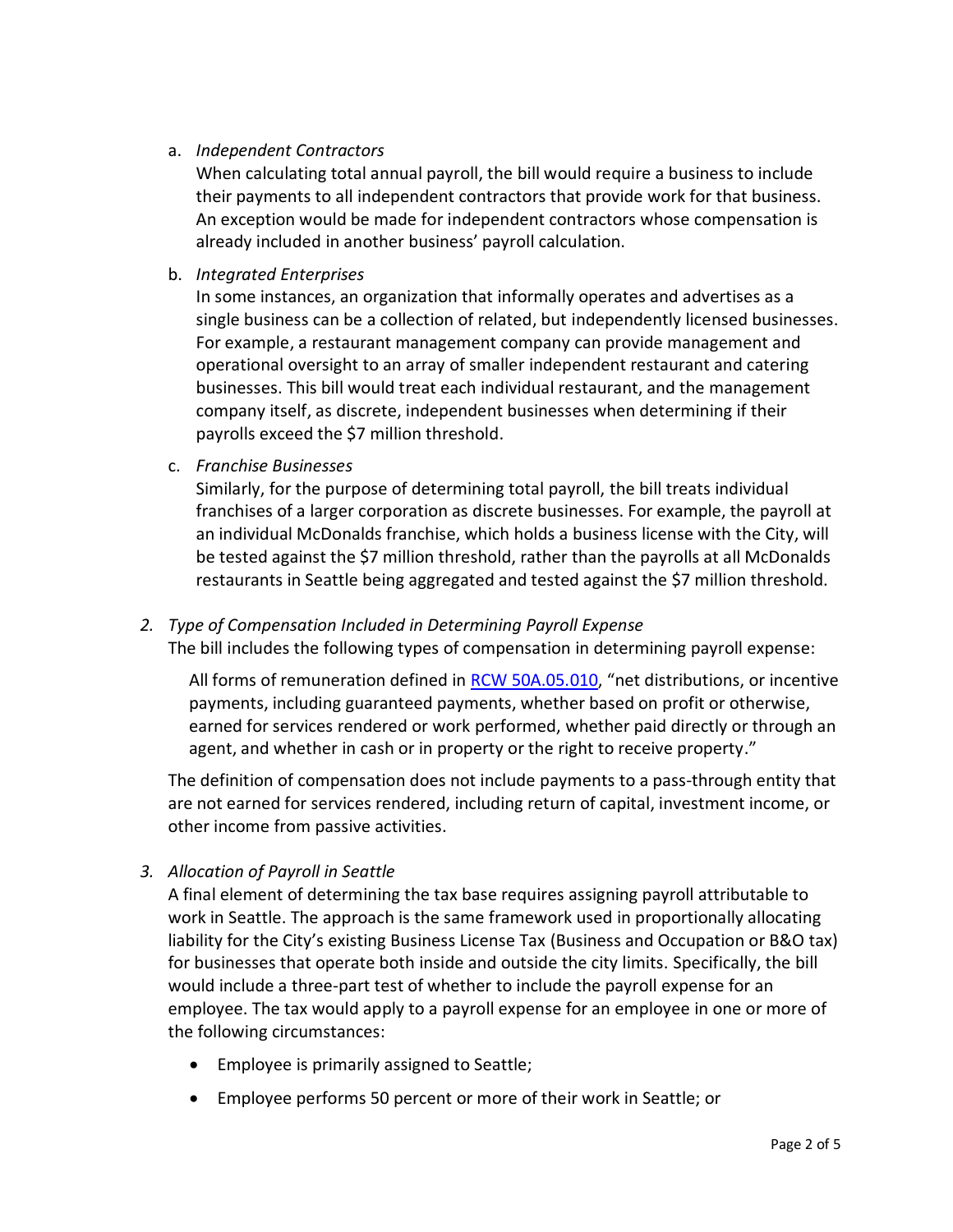a. *Independent Contractors*

   When calculating total annual payroll, the bill would require a business to include their payments to all independent contractors that provide work for that business. An exception would be made for independent contractors whose compensation is already included in another business' payroll calculation.

b. *Integrated Enterprises*

   In some instances, an organization that informally operates and advertises as a single business can be a collection of related, but independently licensed businesses. For example, a restaurant management company can provide management and operational oversight to an array of smaller independent restaurant and catering businesses. This bill would treat each individual restaurant, and the management company itself, as discrete, independent businesses when determining if their payrolls exceed the $7 million threshold.

c. *Franchise Businesses*

   Similarly, for the purpose of determining total payroll, the bill treats individual franchises of a larger corporation as discrete businesses. For example, the payroll at an individual McDonalds franchise, which holds a business license with the City, will be tested against the $7 million threshold, rather than the payrolls at all McDonalds restaurants in Seattle being aggregated and tested against the $7 million threshold.

2. *Type of Compensation Included in Determining Payroll Expense*

   The bill includes the following types of compensation in determining payroll expense:

   All forms of remuneration defined in [RCW 50A.05.010](), "net distributions, or incentive payments, including guaranteed payments, whether based on profit or otherwise, earned for services rendered or work performed, whether paid directly or through an agent, and whether in cash or in property or the right to receive property."

   The definition of compensation does not include payments to a pass-through entity that are not earned for services rendered, including return of capital, investment income, or other income from passive activities.

3. *Allocation of Payroll in Seattle*

   A final element of determining the tax base requires assigning payroll attributable to work in Seattle. The approach is the same framework used in proportionally allocating liability for the City's existing Business License Tax (Business and Occupation or B&O tax) for businesses that operate both inside and outside the city limits. Specifically, the bill would include a three-part test of whether to include the payroll expense for an employee. The tax would apply to a payroll expense for an employee in one or more of the following circumstances:

   - Employee is primarily assigned to Seattle;
   - Employee performs 50 percent or more of their work in Seattle; or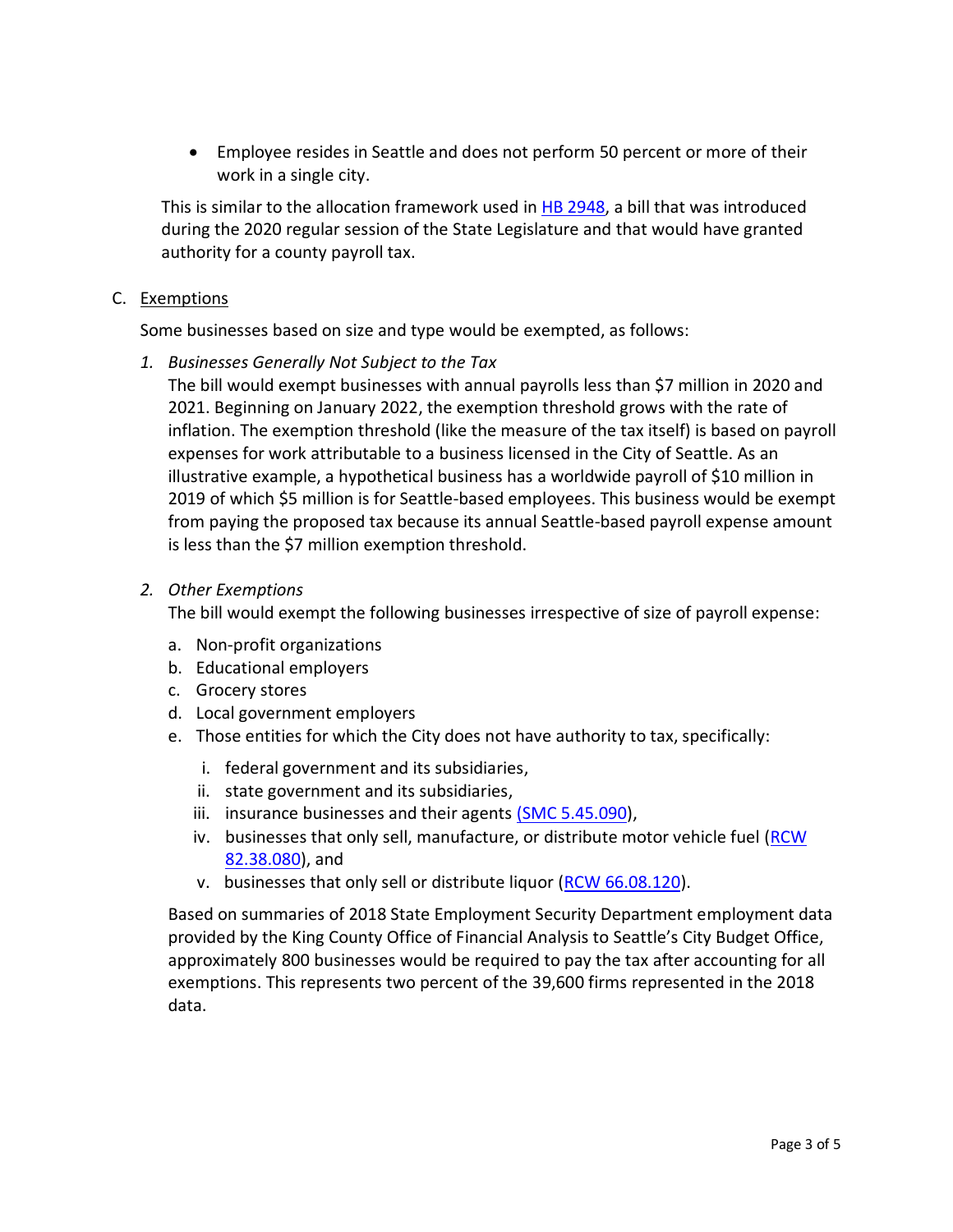- Employee resides in Seattle and does not perform 50 percent or more of their work in a single city.

This is similar to the allocation framework used in [HB 2948](), a bill that was introduced during the 2020 regular session of the State Legislature and that would have granted authority for a county payroll tax.

C. <u>Exemptions</u>

Some businesses based on size and type would be exempted, as follows:

1. *Businesses Generally Not Subject to the Tax*

   The bill would exempt businesses with annual payrolls less than $7 million in 2020 and 2021. Beginning on January 2022, the exemption threshold grows with the rate of inflation. The exemption threshold (like the measure of the tax itself) is based on payroll expenses for work attributable to a business licensed in the City of Seattle. As an illustrative example, a hypothetical business has a worldwide payroll of $10 million in 2019 of which $5 million is for Seattle-based employees. This business would be exempt from paying the proposed tax because its annual Seattle-based payroll expense amount is less than the $7 million exemption threshold.

2. *Other Exemptions*

   The bill would exempt the following businesses irrespective of size of payroll expense:

   a. Non-profit organizations
   b. Educational employers
   c. Grocery stores
   d. Local government employers
   e. Those entities for which the City does not have authority to tax, specifically:
      i. federal government and its subsidiaries,
      ii. state government and its subsidiaries,
      iii. insurance businesses and their agents (SMC 5.45.090),
      iv. businesses that only sell, manufacture, or distribute motor vehicle fuel (RCW 82.38.080), and
      v. businesses that only sell or distribute liquor (RCW 66.08.120).

   Based on summaries of 2018 State Employment Security Department employment data provided by the King County Office of Financial Analysis to Seattle's City Budget Office, approximately 800 businesses would be required to pay the tax after accounting for all exemptions. This represents two percent of the 39,600 firms represented in the 2018 data.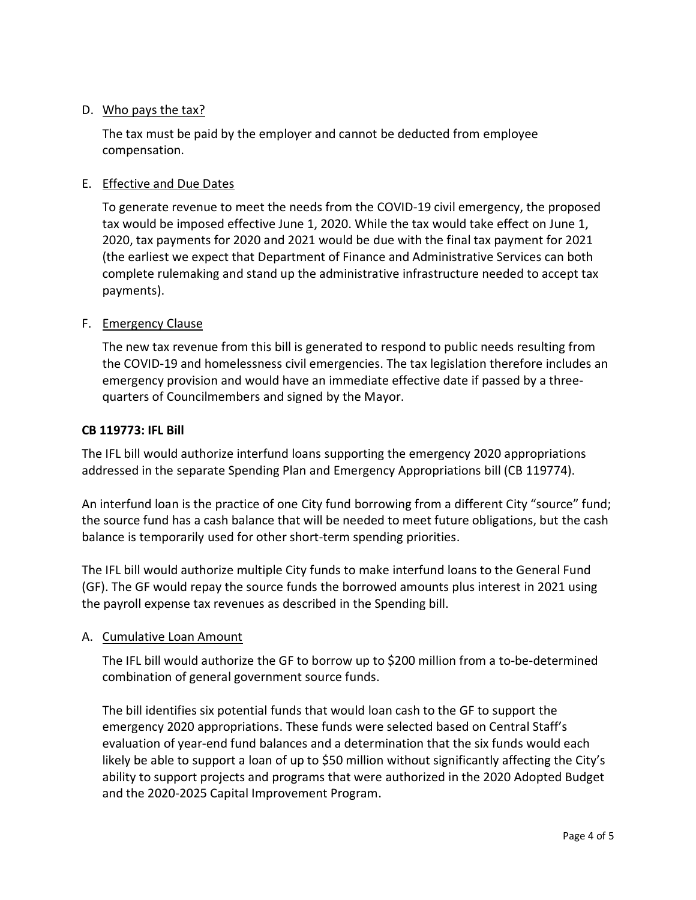D. Who pays the tax?

The tax must be paid by the employer and cannot be deducted from employee compensation.

E. Effective and Due Dates

To generate revenue to meet the needs from the COVID-19 civil emergency, the proposed tax would be imposed effective June 1, 2020. While the tax would take effect on June 1, 2020, tax payments for 2020 and 2021 would be due with the final tax payment for 2021 (the earliest we expect that Department of Finance and Administrative Services can both complete rulemaking and stand up the administrative infrastructure needed to accept tax payments).

F. Emergency Clause

The new tax revenue from this bill is generated to respond to public needs resulting from the COVID-19 and homelessness civil emergencies. The tax legislation therefore includes an emergency provision and would have an immediate effective date if passed by a three-quarters of Councilmembers and signed by the Mayor.

**CB 119773: IFL Bill**

The IFL bill would authorize interfund loans supporting the emergency 2020 appropriations addressed in the separate Spending Plan and Emergency Appropriations bill (CB 119774).

An interfund loan is the practice of one City fund borrowing from a different City "source" fund; the source fund has a cash balance that will be needed to meet future obligations, but the cash balance is temporarily used for other short-term spending priorities.

The IFL bill would authorize multiple City funds to make interfund loans to the General Fund (GF). The GF would repay the source funds the borrowed amounts plus interest in 2021 using the payroll expense tax revenues as described in the Spending bill.

A. Cumulative Loan Amount

The IFL bill would authorize the GF to borrow up to $200 million from a to-be-determined combination of general government source funds.

The bill identifies six potential funds that would loan cash to the GF to support the emergency 2020 appropriations. These funds were selected based on Central Staff's evaluation of year-end fund balances and a determination that the six funds would each likely be able to support a loan of up to $50 million without significantly affecting the City's ability to support projects and programs that were authorized in the 2020 Adopted Budget and the 2020-2025 Capital Improvement Program.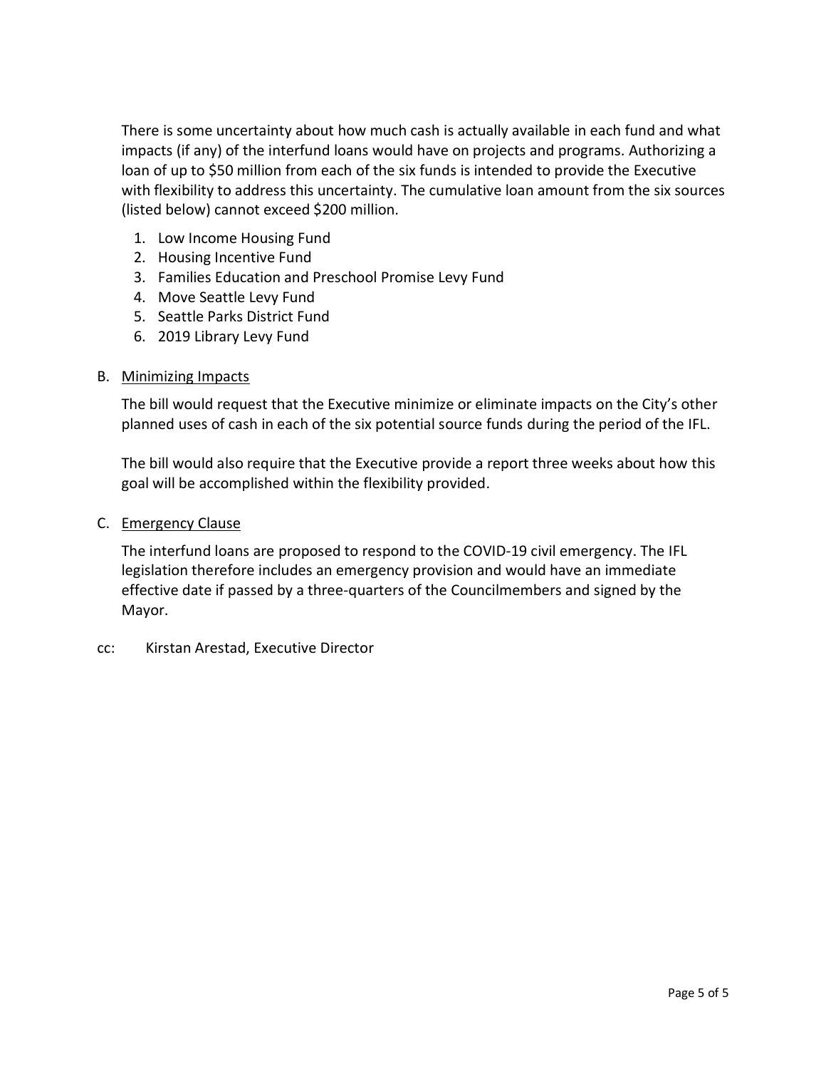There is some uncertainty about how much cash is actually available in each fund and what impacts (if any) of the interfund loans would have on projects and programs. Authorizing a loan of up to $50 million from each of the six funds is intended to provide the Executive with flexibility to address this uncertainty. The cumulative loan amount from the six sources (listed below) cannot exceed $200 million.

1. Low Income Housing Fund
2. Housing Incentive Fund
3. Families Education and Preschool Promise Levy Fund
4. Move Seattle Levy Fund
5. Seattle Parks District Fund
6. 2019 Library Levy Fund

B. <u>Minimizing Impacts</u>

The bill would request that the Executive minimize or eliminate impacts on the City's other planned uses of cash in each of the six potential source funds during the period of the IFL.

The bill would also require that the Executive provide a report three weeks about how this goal will be accomplished within the flexibility provided.

C. <u>Emergency Clause</u>

The interfund loans are proposed to respond to the COVID-19 civil emergency. The IFL legislation therefore includes an emergency provision and would have an immediate effective date if passed by a three-quarters of the Councilmembers and signed by the Mayor.

cc: Kirstan Arestad, Executive Director